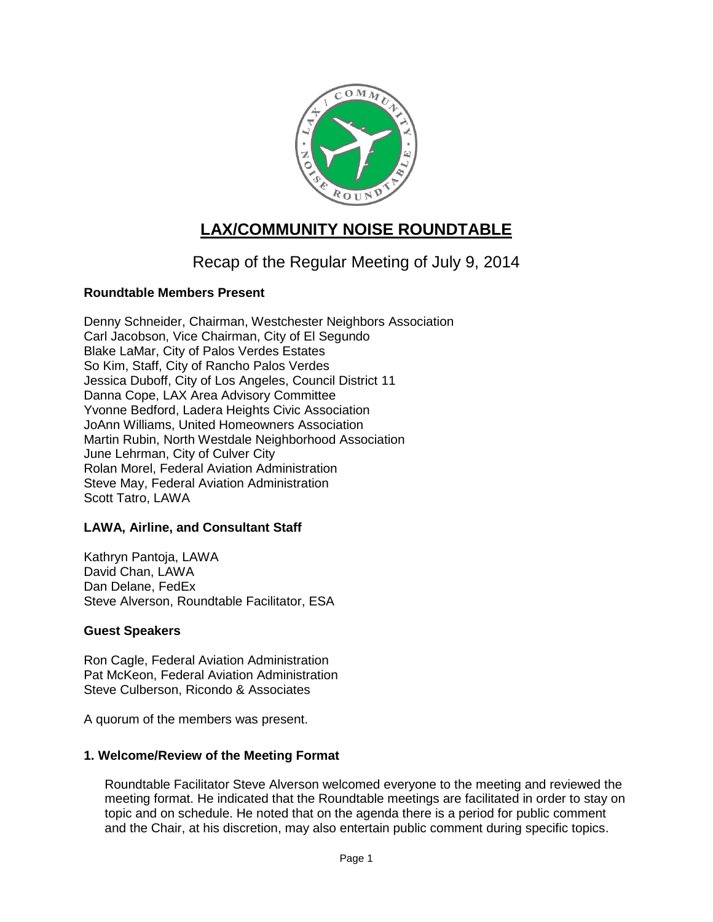# LAX/COMMUNITY NOISE ROUNDTABLE

## Recap of the Regular Meeting of July 9, 2014

**Roundtable Members Present**

Denny Schneider, Chairman, Westchester Neighbors Association
Carl Jacobson, Vice Chairman, City of El Segundo
Blake LaMar, City of Palos Verdes Estates
So Kim, Staff, City of Rancho Palos Verdes
Jessica Duboff, City of Los Angeles, Council District 11
Danna Cope, LAX Area Advisory Committee
Yvonne Bedford, Ladera Heights Civic Association
JoAnn Williams, United Homeowners Association
Martin Rubin, North Westdale Neighborhood Association
June Lehrman, City of Culver City
Rolan Morel, Federal Aviation Administration
Steve May, Federal Aviation Administration
Scott Tatro, LAWA

**LAWA, Airline, and Consultant Staff**

Kathryn Pantoja, LAWA
David Chan, LAWA
Dan Delane, FedEx
Steve Alverson, Roundtable Facilitator, ESA

**Guest Speakers**

Ron Cagle, Federal Aviation Administration
Pat McKeon, Federal Aviation Administration
Steve Culberson, Ricondo & Associates

A quorum of the members was present.

**1. Welcome/Review of the Meeting Format**

Roundtable Facilitator Steve Alverson welcomed everyone to the meeting and reviewed the meeting format. He indicated that the Roundtable meetings are facilitated in order to stay on topic and on schedule. He noted that on the agenda there is a period for public comment and the Chair, at his discretion, may also entertain public comment during specific topics.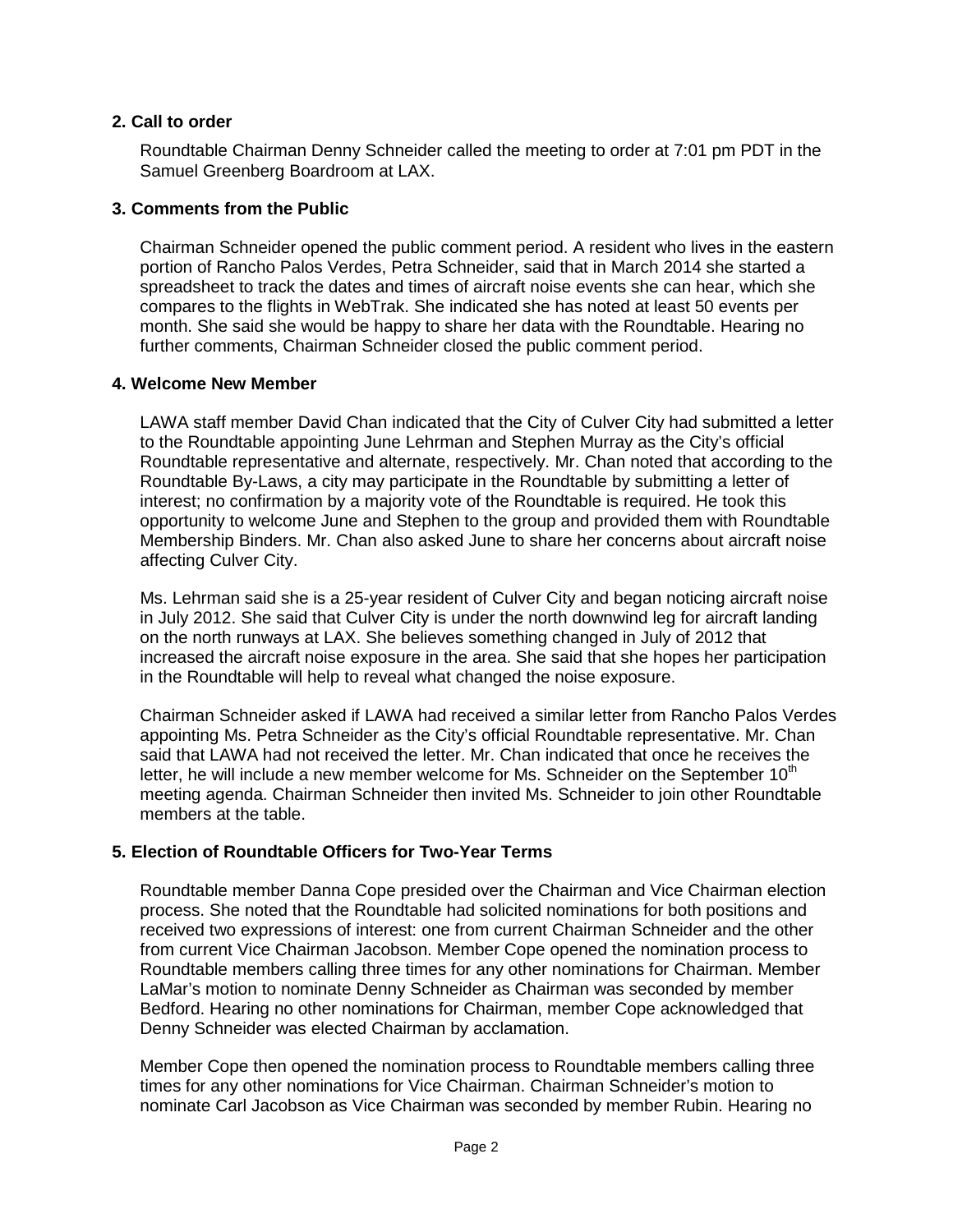## 2. Call to order

Roundtable Chairman Denny Schneider called the meeting to order at 7:01 pm PDT in the Samuel Greenberg Boardroom at LAX.

## 3. Comments from the Public

Chairman Schneider opened the public comment period. A resident who lives in the eastern portion of Rancho Palos Verdes, Petra Schneider, said that in March 2014 she started a spreadsheet to track the dates and times of aircraft noise events she can hear, which she compares to the flights in WebTrak. She indicated she has noted at least 50 events per month. She said she would be happy to share her data with the Roundtable. Hearing no further comments, Chairman Schneider closed the public comment period.

## 4. Welcome New Member

LAWA staff member David Chan indicated that the City of Culver City had submitted a letter to the Roundtable appointing June Lehrman and Stephen Murray as the City's official Roundtable representative and alternate, respectively. Mr. Chan noted that according to the Roundtable By-Laws, a city may participate in the Roundtable by submitting a letter of interest; no confirmation by a majority vote of the Roundtable is required. He took this opportunity to welcome June and Stephen to the group and provided them with Roundtable Membership Binders. Mr. Chan also asked June to share her concerns about aircraft noise affecting Culver City.

Ms. Lehrman said she is a 25-year resident of Culver City and began noticing aircraft noise in July 2012. She said that Culver City is under the north downwind leg for aircraft landing on the north runways at LAX. She believes something changed in July of 2012 that increased the aircraft noise exposure in the area. She said that she hopes her participation in the Roundtable will help to reveal what changed the noise exposure.

Chairman Schneider asked if LAWA had received a similar letter from Rancho Palos Verdes appointing Ms. Petra Schneider as the City's official Roundtable representative. Mr. Chan said that LAWA had not received the letter. Mr. Chan indicated that once he receives the letter, he will include a new member welcome for Ms. Schneider on the September 10th meeting agenda. Chairman Schneider then invited Ms. Schneider to join other Roundtable members at the table.

## 5. Election of Roundtable Officers for Two-Year Terms

Roundtable member Danna Cope presided over the Chairman and Vice Chairman election process. She noted that the Roundtable had solicited nominations for both positions and received two expressions of interest: one from current Chairman Schneider and the other from current Vice Chairman Jacobson. Member Cope opened the nomination process to Roundtable members calling three times for any other nominations for Chairman. Member LaMar's motion to nominate Denny Schneider as Chairman was seconded by member Bedford. Hearing no other nominations for Chairman, member Cope acknowledged that Denny Schneider was elected Chairman by acclamation.

Member Cope then opened the nomination process to Roundtable members calling three times for any other nominations for Vice Chairman. Chairman Schneider's motion to nominate Carl Jacobson as Vice Chairman was seconded by member Rubin. Hearing no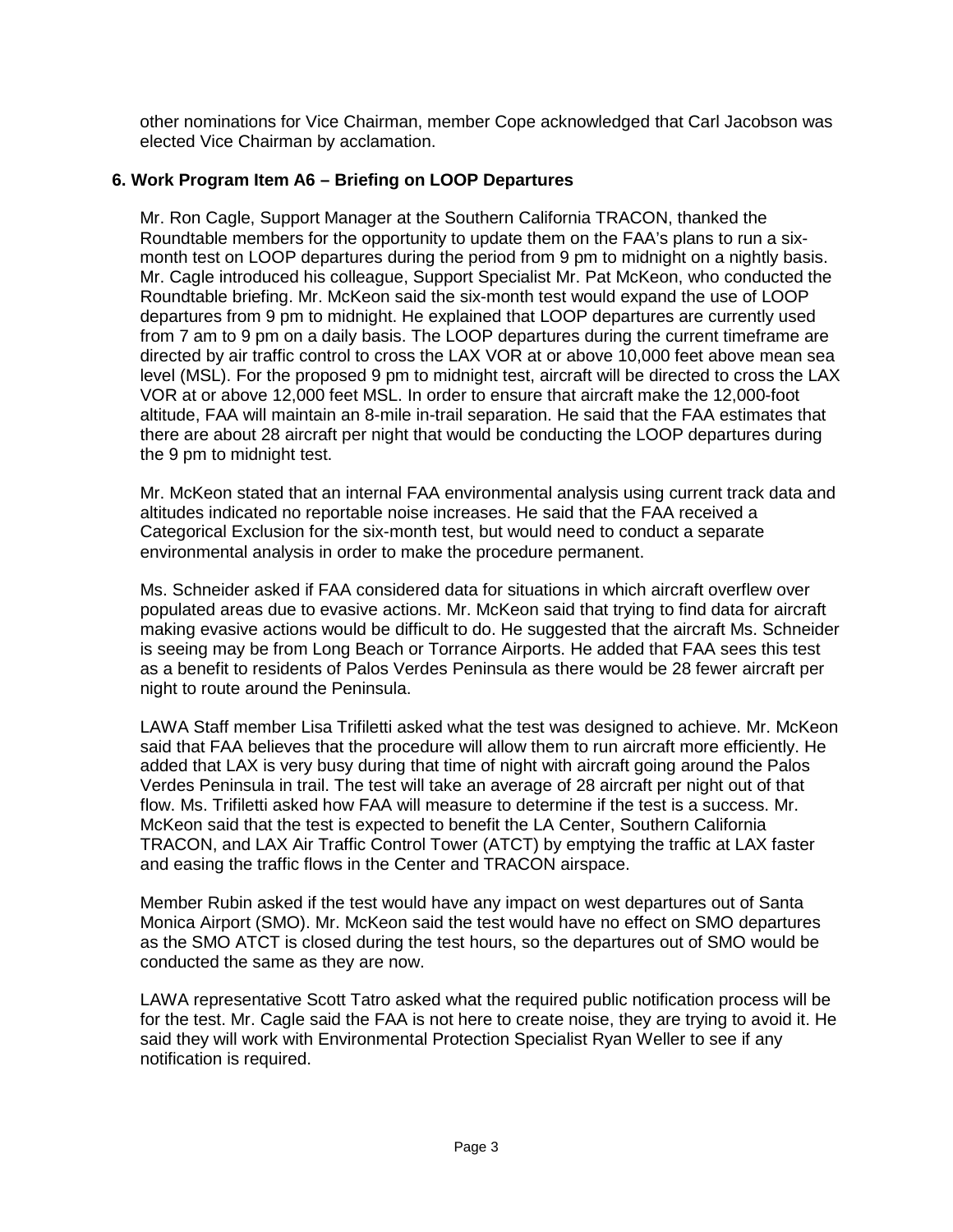other nominations for Vice Chairman, member Cope acknowledged that Carl Jacobson was elected Vice Chairman by acclamation.

**6. Work Program Item A6 – Briefing on LOOP Departures**

Mr. Ron Cagle, Support Manager at the Southern California TRACON, thanked the Roundtable members for the opportunity to update them on the FAA's plans to run a six-month test on LOOP departures during the period from 9 pm to midnight on a nightly basis. Mr. Cagle introduced his colleague, Support Specialist Mr. Pat McKeon, who conducted the Roundtable briefing. Mr. McKeon said the six-month test would expand the use of LOOP departures from 9 pm to midnight. He explained that LOOP departures are currently used from 7 am to 9 pm on a daily basis. The LOOP departures during the current timeframe are directed by air traffic control to cross the LAX VOR at or above 10,000 feet above mean sea level (MSL). For the proposed 9 pm to midnight test, aircraft will be directed to cross the LAX VOR at or above 12,000 feet MSL. In order to ensure that aircraft make the 12,000-foot altitude, FAA will maintain an 8-mile in-trail separation. He said that the FAA estimates that there are about 28 aircraft per night that would be conducting the LOOP departures during the 9 pm to midnight test.

Mr. McKeon stated that an internal FAA environmental analysis using current track data and altitudes indicated no reportable noise increases. He said that the FAA received a Categorical Exclusion for the six-month test, but would need to conduct a separate environmental analysis in order to make the procedure permanent.

Ms. Schneider asked if FAA considered data for situations in which aircraft overflew over populated areas due to evasive actions. Mr. McKeon said that trying to find data for aircraft making evasive actions would be difficult to do. He suggested that the aircraft Ms. Schneider is seeing may be from Long Beach or Torrance Airports. He added that FAA sees this test as a benefit to residents of Palos Verdes Peninsula as there would be 28 fewer aircraft per night to route around the Peninsula.

LAWA Staff member Lisa Trifiletti asked what the test was designed to achieve. Mr. McKeon said that FAA believes that the procedure will allow them to run aircraft more efficiently. He added that LAX is very busy during that time of night with aircraft going around the Palos Verdes Peninsula in trail. The test will take an average of 28 aircraft per night out of that flow. Ms. Trifiletti asked how FAA will measure to determine if the test is a success. Mr. McKeon said that the test is expected to benefit the LA Center, Southern California TRACON, and LAX Air Traffic Control Tower (ATCT) by emptying the traffic at LAX faster and easing the traffic flows in the Center and TRACON airspace.

Member Rubin asked if the test would have any impact on west departures out of Santa Monica Airport (SMO). Mr. McKeon said the test would have no effect on SMO departures as the SMO ATCT is closed during the test hours, so the departures out of SMO would be conducted the same as they are now.

LAWA representative Scott Tatro asked what the required public notification process will be for the test. Mr. Cagle said the FAA is not here to create noise, they are trying to avoid it. He said they will work with Environmental Protection Specialist Ryan Weller to see if any notification is required.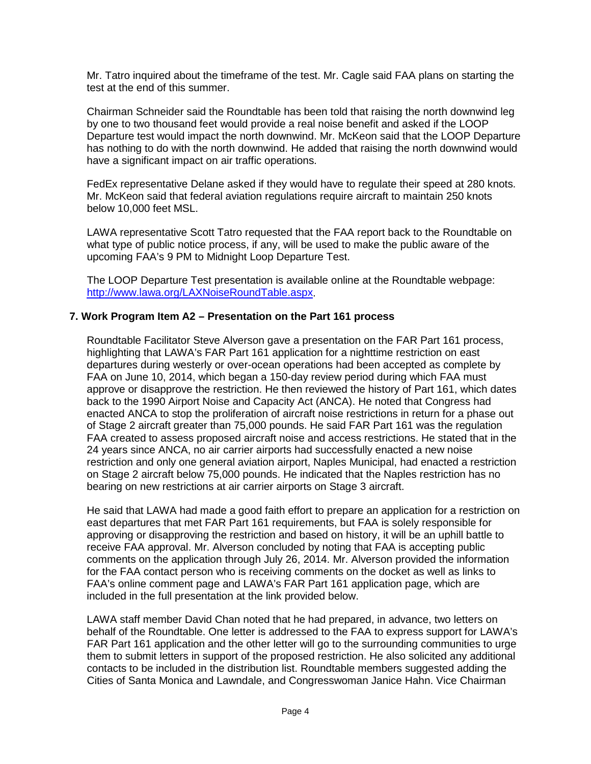Mr. Tatro inquired about the timeframe of the test. Mr. Cagle said FAA plans on starting the test at the end of this summer.

Chairman Schneider said the Roundtable has been told that raising the north downwind leg by one to two thousand feet would provide a real noise benefit and asked if the LOOP Departure test would impact the north downwind. Mr. McKeon said that the LOOP Departure has nothing to do with the north downwind. He added that raising the north downwind would have a significant impact on air traffic operations.

FedEx representative Delane asked if they would have to regulate their speed at 280 knots. Mr. McKeon said that federal aviation regulations require aircraft to maintain 250 knots below 10,000 feet MSL.

LAWA representative Scott Tatro requested that the FAA report back to the Roundtable on what type of public notice process, if any, will be used to make the public aware of the upcoming FAA's 9 PM to Midnight Loop Departure Test.

The LOOP Departure Test presentation is available online at the Roundtable webpage: [http://www.lawa.org/LAXNoiseRoundTable.aspx](http://www.lawa.org/LAXNoiseRoundTable.aspx).

### 7. Work Program Item A2 – Presentation on the Part 161 process

Roundtable Facilitator Steve Alverson gave a presentation on the FAR Part 161 process, highlighting that LAWA's FAR Part 161 application for a nighttime restriction on east departures during westerly or over-ocean operations had been accepted as complete by FAA on June 10, 2014, which began a 150-day review period during which FAA must approve or disapprove the restriction. He then reviewed the history of Part 161, which dates back to the 1990 Airport Noise and Capacity Act (ANCA). He noted that Congress had enacted ANCA to stop the proliferation of aircraft noise restrictions in return for a phase out of Stage 2 aircraft greater than 75,000 pounds. He said FAR Part 161 was the regulation FAA created to assess proposed aircraft noise and access restrictions. He stated that in the 24 years since ANCA, no air carrier airports had successfully enacted a new noise restriction and only one general aviation airport, Naples Municipal, had enacted a restriction on Stage 2 aircraft below 75,000 pounds. He indicated that the Naples restriction has no bearing on new restrictions at air carrier airports on Stage 3 aircraft.

He said that LAWA had made a good faith effort to prepare an application for a restriction on east departures that met FAR Part 161 requirements, but FAA is solely responsible for approving or disapproving the restriction and based on history, it will be an uphill battle to receive FAA approval. Mr. Alverson concluded by noting that FAA is accepting public comments on the application through July 26, 2014. Mr. Alverson provided the information for the FAA contact person who is receiving comments on the docket as well as links to FAA's online comment page and LAWA's FAR Part 161 application page, which are included in the full presentation at the link provided below.

LAWA staff member David Chan noted that he had prepared, in advance, two letters on behalf of the Roundtable. One letter is addressed to the FAA to express support for LAWA's FAR Part 161 application and the other letter will go to the surrounding communities to urge them to submit letters in support of the proposed restriction. He also solicited any additional contacts to be included in the distribution list. Roundtable members suggested adding the Cities of Santa Monica and Lawndale, and Congresswoman Janice Hahn. Vice Chairman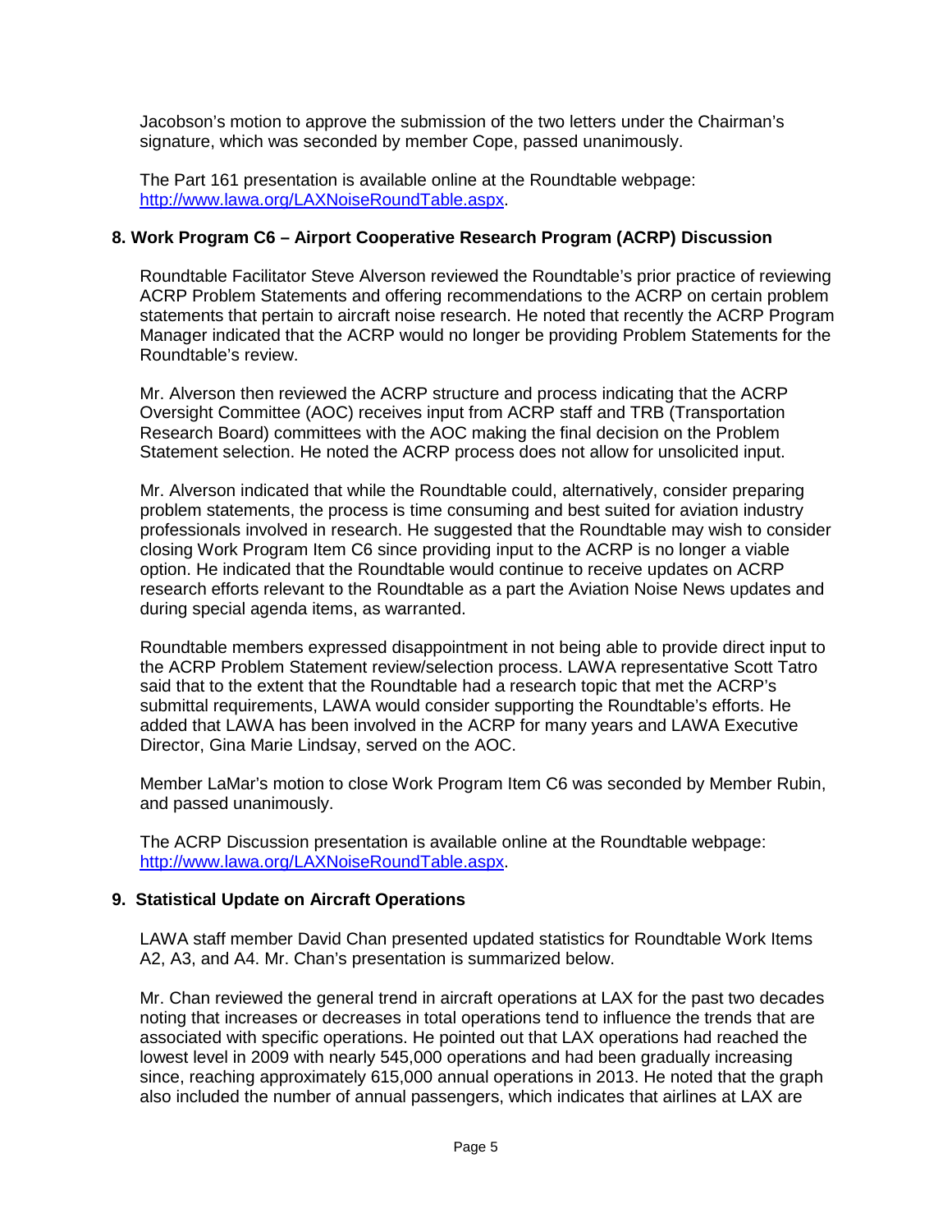Jacobson's motion to approve the submission of the two letters under the Chairman's signature, which was seconded by member Cope, passed unanimously.

The Part 161 presentation is available online at the Roundtable webpage: http://www.lawa.org/LAXNoiseRoundTable.aspx.

### 8. Work Program C6 – Airport Cooperative Research Program (ACRP) Discussion

Roundtable Facilitator Steve Alverson reviewed the Roundtable's prior practice of reviewing ACRP Problem Statements and offering recommendations to the ACRP on certain problem statements that pertain to aircraft noise research. He noted that recently the ACRP Program Manager indicated that the ACRP would no longer be providing Problem Statements for the Roundtable's review.

Mr. Alverson then reviewed the ACRP structure and process indicating that the ACRP Oversight Committee (AOC) receives input from ACRP staff and TRB (Transportation Research Board) committees with the AOC making the final decision on the Problem Statement selection. He noted the ACRP process does not allow for unsolicited input.

Mr. Alverson indicated that while the Roundtable could, alternatively, consider preparing problem statements, the process is time consuming and best suited for aviation industry professionals involved in research. He suggested that the Roundtable may wish to consider closing Work Program Item C6 since providing input to the ACRP is no longer a viable option. He indicated that the Roundtable would continue to receive updates on ACRP research efforts relevant to the Roundtable as a part the Aviation Noise News updates and during special agenda items, as warranted.

Roundtable members expressed disappointment in not being able to provide direct input to the ACRP Problem Statement review/selection process. LAWA representative Scott Tatro said that to the extent that the Roundtable had a research topic that met the ACRP's submittal requirements, LAWA would consider supporting the Roundtable's efforts. He added that LAWA has been involved in the ACRP for many years and LAWA Executive Director, Gina Marie Lindsay, served on the AOC.

Member LaMar's motion to close Work Program Item C6 was seconded by Member Rubin, and passed unanimously.

The ACRP Discussion presentation is available online at the Roundtable webpage: http://www.lawa.org/LAXNoiseRoundTable.aspx.

### 9. Statistical Update on Aircraft Operations

LAWA staff member David Chan presented updated statistics for Roundtable Work Items A2, A3, and A4. Mr. Chan's presentation is summarized below.

Mr. Chan reviewed the general trend in aircraft operations at LAX for the past two decades noting that increases or decreases in total operations tend to influence the trends that are associated with specific operations. He pointed out that LAX operations had reached the lowest level in 2009 with nearly 545,000 operations and had been gradually increasing since, reaching approximately 615,000 annual operations in 2013. He noted that the graph also included the number of annual passengers, which indicates that airlines at LAX are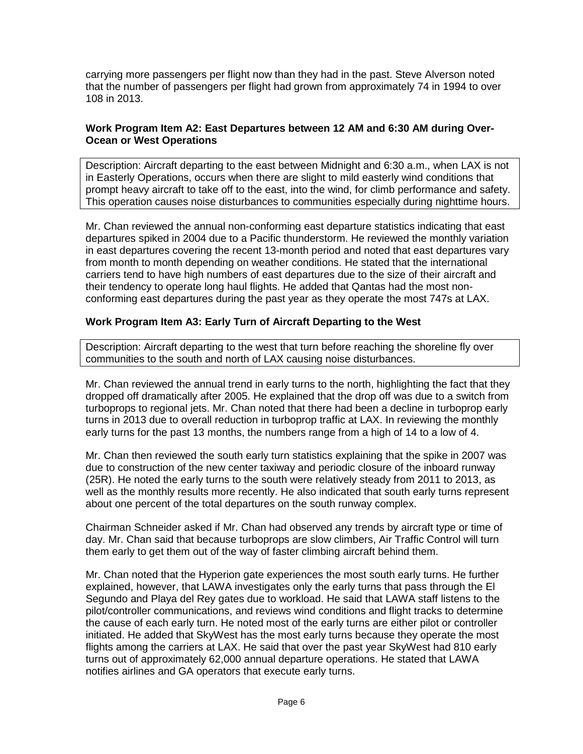carrying more passengers per flight now than they had in the past. Steve Alverson noted that the number of passengers per flight had grown from approximately 74 in 1994 to over 108 in 2013.

### Work Program Item A2: East Departures between 12 AM and 6:30 AM during Over-Ocean or West Operations

Description: Aircraft departing to the east between Midnight and 6:30 a.m., when LAX is not in Easterly Operations, occurs when there are slight to mild easterly wind conditions that prompt heavy aircraft to take off to the east, into the wind, for climb performance and safety. This operation causes noise disturbances to communities especially during nighttime hours.

Mr. Chan reviewed the annual non-conforming east departure statistics indicating that east departures spiked in 2004 due to a Pacific thunderstorm. He reviewed the monthly variation in east departures covering the recent 13-month period and noted that east departures vary from month to month depending on weather conditions. He stated that the international carriers tend to have high numbers of east departures due to the size of their aircraft and their tendency to operate long haul flights. He added that Qantas had the most non-conforming east departures during the past year as they operate the most 747s at LAX.

### Work Program Item A3: Early Turn of Aircraft Departing to the West

Description: Aircraft departing to the west that turn before reaching the shoreline fly over communities to the south and north of LAX causing noise disturbances.

Mr. Chan reviewed the annual trend in early turns to the north, highlighting the fact that they dropped off dramatically after 2005. He explained that the drop off was due to a switch from turboprops to regional jets. Mr. Chan noted that there had been a decline in turboprop early turns in 2013 due to overall reduction in turboprop traffic at LAX. In reviewing the monthly early turns for the past 13 months, the numbers range from a high of 14 to a low of 4.

Mr. Chan then reviewed the south early turn statistics explaining that the spike in 2007 was due to construction of the new center taxiway and periodic closure of the inboard runway (25R). He noted the early turns to the south were relatively steady from 2011 to 2013, as well as the monthly results more recently. He also indicated that south early turns represent about one percent of the total departures on the south runway complex.

Chairman Schneider asked if Mr. Chan had observed any trends by aircraft type or time of day. Mr. Chan said that because turboprops are slow climbers, Air Traffic Control will turn them early to get them out of the way of faster climbing aircraft behind them.

Mr. Chan noted that the Hyperion gate experiences the most south early turns. He further explained, however, that LAWA investigates only the early turns that pass through the El Segundo and Playa del Rey gates due to workload. He said that LAWA staff listens to the pilot/controller communications, and reviews wind conditions and flight tracks to determine the cause of each early turn. He noted most of the early turns are either pilot or controller initiated. He added that SkyWest has the most early turns because they operate the most flights among the carriers at LAX. He said that over the past year SkyWest had 810 early turns out of approximately 62,000 annual departure operations. He stated that LAWA notifies airlines and GA operators that execute early turns.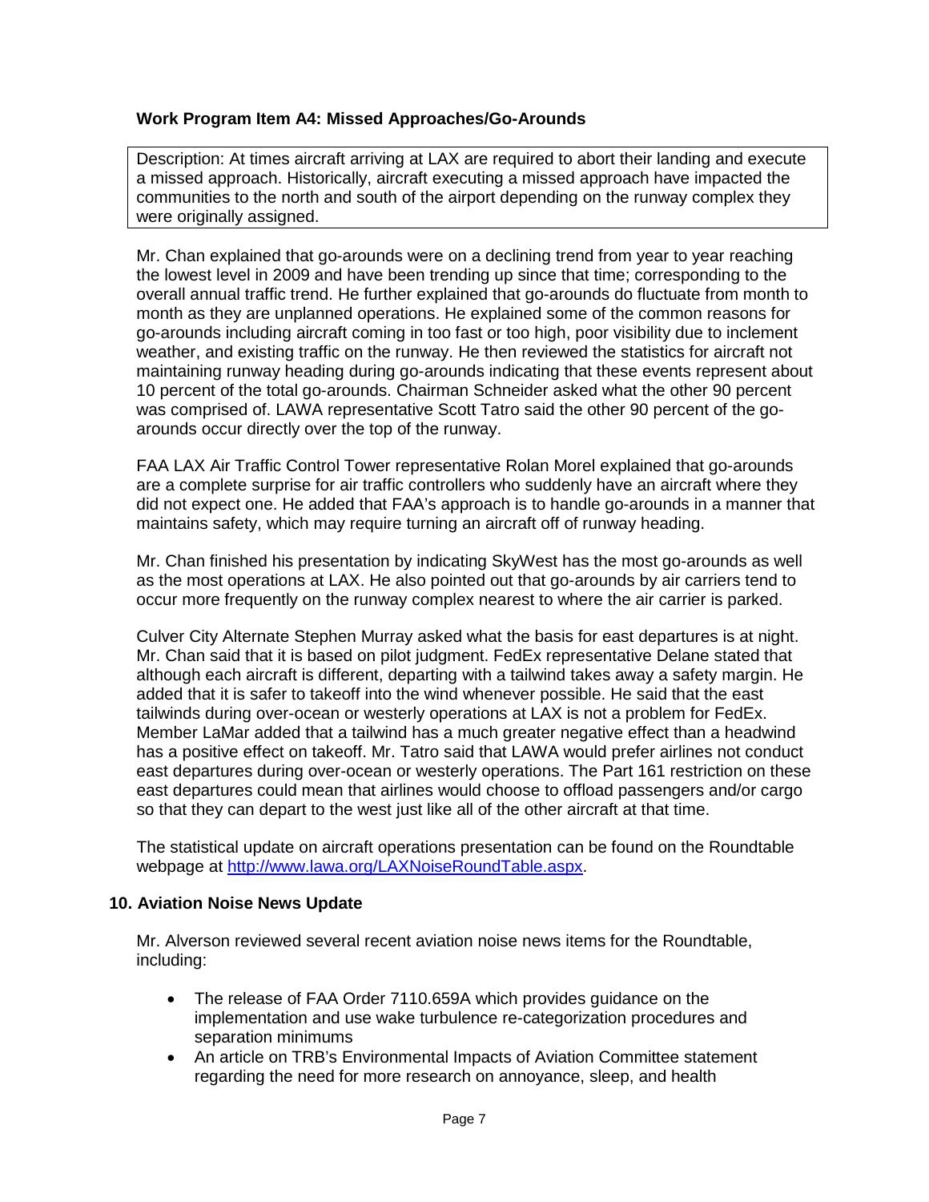**Work Program Item A4: Missed Approaches/Go-Arounds**

Description: At times aircraft arriving at LAX are required to abort their landing and execute a missed approach. Historically, aircraft executing a missed approach have impacted the communities to the north and south of the airport depending on the runway complex they were originally assigned.

Mr. Chan explained that go-arounds were on a declining trend from year to year reaching the lowest level in 2009 and have been trending up since that time; corresponding to the overall annual traffic trend. He further explained that go-arounds do fluctuate from month to month as they are unplanned operations. He explained some of the common reasons for go-arounds including aircraft coming in too fast or too high, poor visibility due to inclement weather, and existing traffic on the runway. He then reviewed the statistics for aircraft not maintaining runway heading during go-arounds indicating that these events represent about 10 percent of the total go-arounds. Chairman Schneider asked what the other 90 percent was comprised of. LAWA representative Scott Tatro said the other 90 percent of the go-arounds occur directly over the top of the runway.

FAA LAX Air Traffic Control Tower representative Rolan Morel explained that go-arounds are a complete surprise for air traffic controllers who suddenly have an aircraft where they did not expect one. He added that FAA's approach is to handle go-arounds in a manner that maintains safety, which may require turning an aircraft off of runway heading.

Mr. Chan finished his presentation by indicating SkyWest has the most go-arounds as well as the most operations at LAX. He also pointed out that go-arounds by air carriers tend to occur more frequently on the runway complex nearest to where the air carrier is parked.

Culver City Alternate Stephen Murray asked what the basis for east departures is at night. Mr. Chan said that it is based on pilot judgment. FedEx representative Delane stated that although each aircraft is different, departing with a tailwind takes away a safety margin. He added that it is safer to takeoff into the wind whenever possible. He said that the east tailwinds during over-ocean or westerly operations at LAX is not a problem for FedEx. Member LaMar added that a tailwind has a much greater negative effect than a headwind has a positive effect on takeoff. Mr. Tatro said that LAWA would prefer airlines not conduct east departures during over-ocean or westerly operations. The Part 161 restriction on these east departures could mean that airlines would choose to offload passengers and/or cargo so that they can depart to the west just like all of the other aircraft at that time.

The statistical update on aircraft operations presentation can be found on the Roundtable webpage at http://www.lawa.org/LAXNoiseRoundTable.aspx.

## 10. Aviation Noise News Update

Mr. Alverson reviewed several recent aviation noise news items for the Roundtable, including:

- The release of FAA Order 7110.659A which provides guidance on the implementation and use wake turbulence re-categorization procedures and separation minimums
- An article on TRB's Environmental Impacts of Aviation Committee statement regarding the need for more research on annoyance, sleep, and health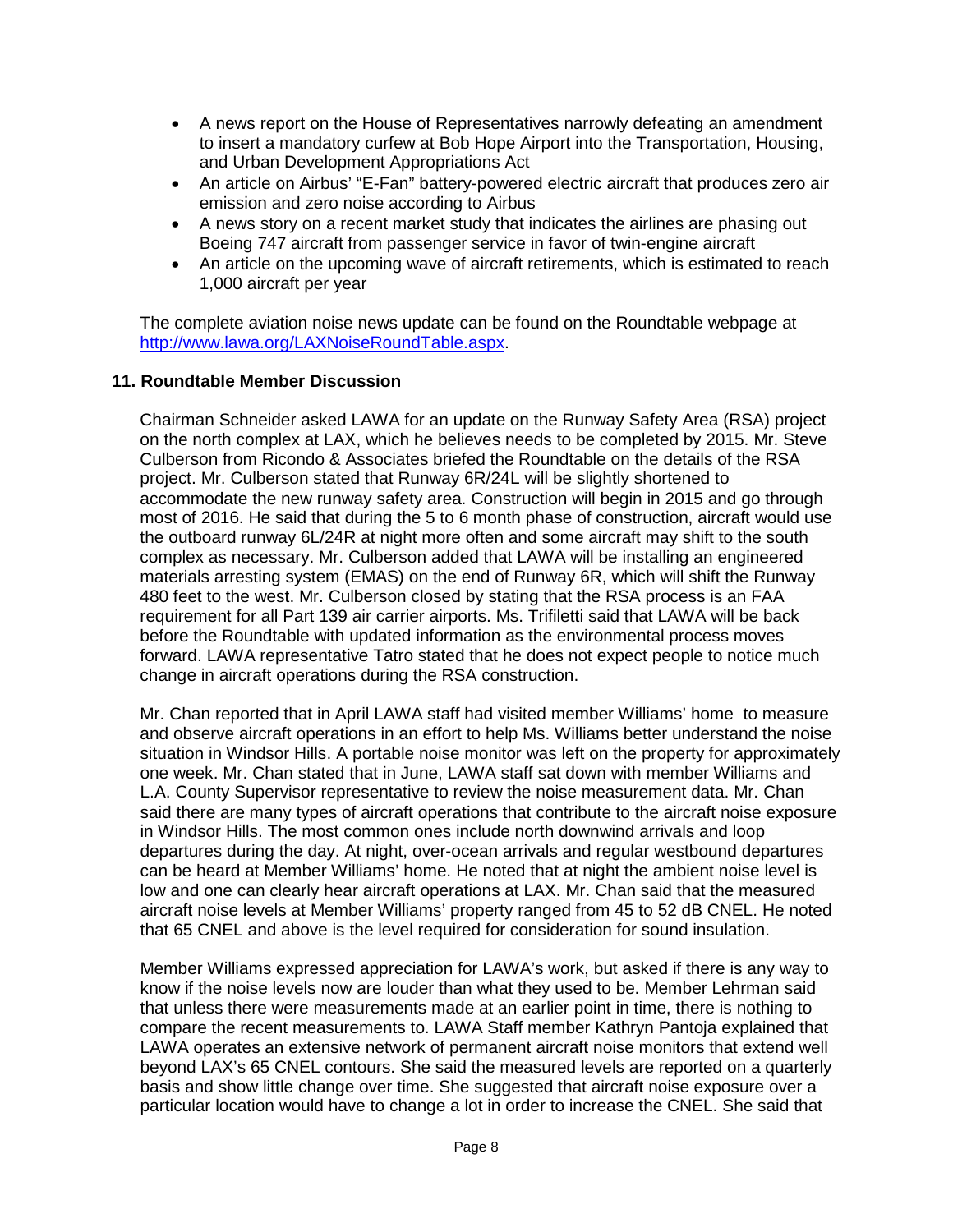- A news report on the House of Representatives narrowly defeating an amendment to insert a mandatory curfew at Bob Hope Airport into the Transportation, Housing, and Urban Development Appropriations Act
- An article on Airbus' "E-Fan" battery-powered electric aircraft that produces zero air emission and zero noise according to Airbus
- A news story on a recent market study that indicates the airlines are phasing out Boeing 747 aircraft from passenger service in favor of twin-engine aircraft
- An article on the upcoming wave of aircraft retirements, which is estimated to reach 1,000 aircraft per year

The complete aviation noise news update can be found on the Roundtable webpage at http://www.lawa.org/LAXNoiseRoundTable.aspx.

**11. Roundtable Member Discussion**

Chairman Schneider asked LAWA for an update on the Runway Safety Area (RSA) project on the north complex at LAX, which he believes needs to be completed by 2015. Mr. Steve Culberson from Ricondo & Associates briefed the Roundtable on the details of the RSA project. Mr. Culberson stated that Runway 6R/24L will be slightly shortened to accommodate the new runway safety area. Construction will begin in 2015 and go through most of 2016. He said that during the 5 to 6 month phase of construction, aircraft would use the outboard runway 6L/24R at night more often and some aircraft may shift to the south complex as necessary. Mr. Culberson added that LAWA will be installing an engineered materials arresting system (EMAS) on the end of Runway 6R, which will shift the Runway 480 feet to the west. Mr. Culberson closed by stating that the RSA process is an FAA requirement for all Part 139 air carrier airports. Ms. Trifiletti said that LAWA will be back before the Roundtable with updated information as the environmental process moves forward. LAWA representative Tatro stated that he does not expect people to notice much change in aircraft operations during the RSA construction.

Mr. Chan reported that in April LAWA staff had visited member Williams' home to measure and observe aircraft operations in an effort to help Ms. Williams better understand the noise situation in Windsor Hills. A portable noise monitor was left on the property for approximately one week. Mr. Chan stated that in June, LAWA staff sat down with member Williams and L.A. County Supervisor representative to review the noise measurement data. Mr. Chan said there are many types of aircraft operations that contribute to the aircraft noise exposure in Windsor Hills. The most common ones include north downwind arrivals and loop departures during the day. At night, over-ocean arrivals and regular westbound departures can be heard at Member Williams' home. He noted that at night the ambient noise level is low and one can clearly hear aircraft operations at LAX. Mr. Chan said that the measured aircraft noise levels at Member Williams' property ranged from 45 to 52 dB CNEL. He noted that 65 CNEL and above is the level required for consideration for sound insulation.

Member Williams expressed appreciation for LAWA's work, but asked if there is any way to know if the noise levels now are louder than what they used to be. Member Lehrman said that unless there were measurements made at an earlier point in time, there is nothing to compare the recent measurements to. LAWA Staff member Kathryn Pantoja explained that LAWA operates an extensive network of permanent aircraft noise monitors that extend well beyond LAX's 65 CNEL contours. She said the measured levels are reported on a quarterly basis and show little change over time. She suggested that aircraft noise exposure over a particular location would have to change a lot in order to increase the CNEL. She said that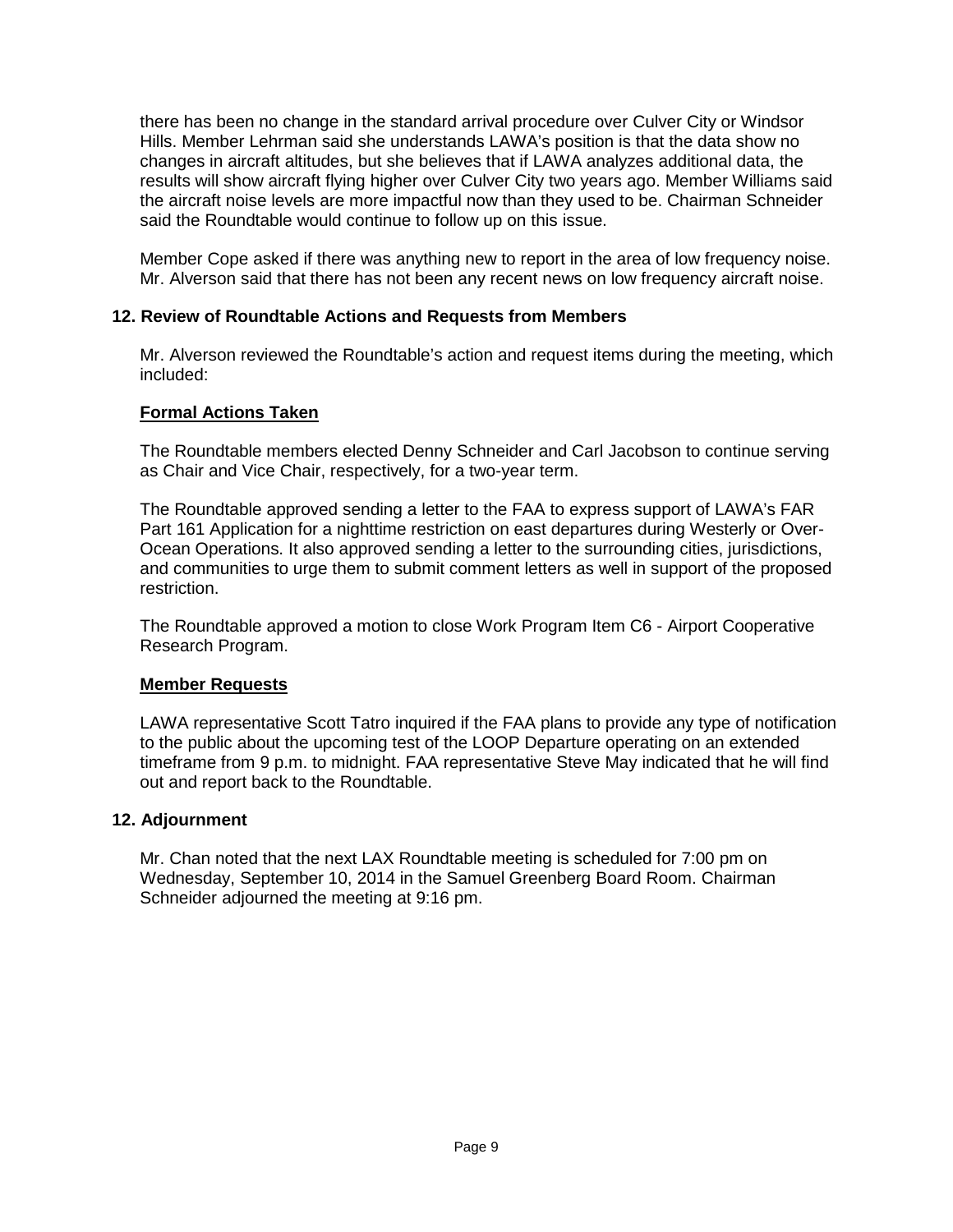there has been no change in the standard arrival procedure over Culver City or Windsor Hills. Member Lehrman said she understands LAWA's position is that the data show no changes in aircraft altitudes, but she believes that if LAWA analyzes additional data, the results will show aircraft flying higher over Culver City two years ago. Member Williams said the aircraft noise levels are more impactful now than they used to be. Chairman Schneider said the Roundtable would continue to follow up on this issue.

Member Cope asked if there was anything new to report in the area of low frequency noise. Mr. Alverson said that there has not been any recent news on low frequency aircraft noise.

## 12. Review of Roundtable Actions and Requests from Members

Mr. Alverson reviewed the Roundtable's action and request items during the meeting, which included:

### Formal Actions Taken

The Roundtable members elected Denny Schneider and Carl Jacobson to continue serving as Chair and Vice Chair, respectively, for a two-year term.

The Roundtable approved sending a letter to the FAA to express support of LAWA's FAR Part 161 Application for a nighttime restriction on east departures during Westerly or Over-Ocean Operations. It also approved sending a letter to the surrounding cities, jurisdictions, and communities to urge them to submit comment letters as well in support of the proposed restriction.

The Roundtable approved a motion to close Work Program Item C6 - Airport Cooperative Research Program.

### Member Requests

LAWA representative Scott Tatro inquired if the FAA plans to provide any type of notification to the public about the upcoming test of the LOOP Departure operating on an extended timeframe from 9 p.m. to midnight. FAA representative Steve May indicated that he will find out and report back to the Roundtable.

## 12. Adjournment

Mr. Chan noted that the next LAX Roundtable meeting is scheduled for 7:00 pm on Wednesday, September 10, 2014 in the Samuel Greenberg Board Room. Chairman Schneider adjourned the meeting at 9:16 pm.